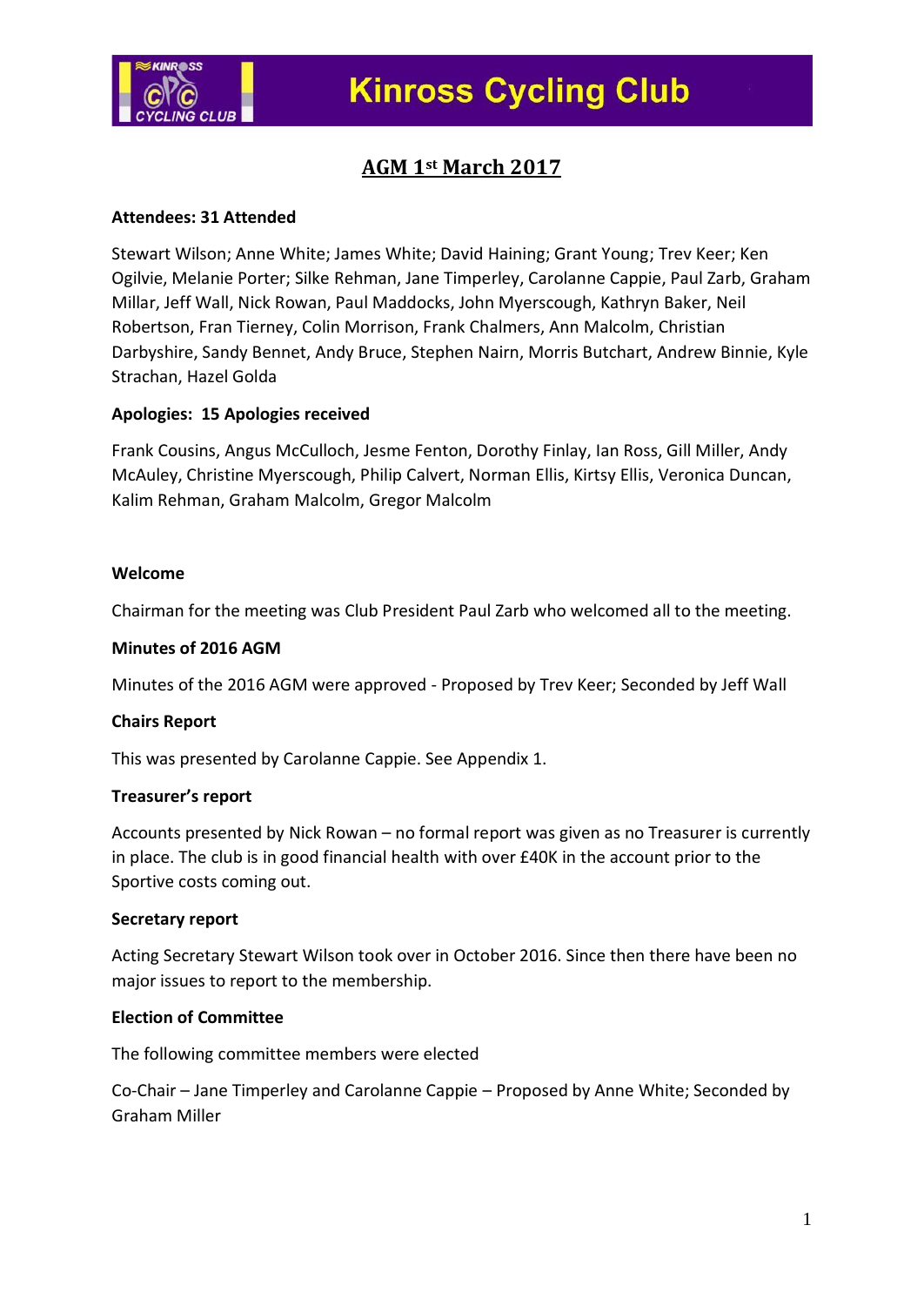# Kinross Cycling Club

## AGM 1st March 2017

**Attendees: 31 Attended**

Stewart Wilson; Anne White; James White; David Haining; Grant Young; Trev Keer; Ken Ogilvie, Melanie Porter; Silke Rehman, Jane Timperley, Carolanne Cappie, Paul Zarb, Graham Millar, Jeff Wall, Nick Rowan, Paul Maddocks, John Myerscough, Kathryn Baker, Neil Robertson, Fran Tierney, Colin Morrison, Frank Chalmers, Ann Malcolm, Christian Darbyshire, Sandy Bennet, Andy Bruce, Stephen Nairn, Morris Butchart, Andrew Binnie, Kyle Strachan, Hazel Golda

**Apologies: 15 Apologies received**

Frank Cousins, Angus McCulloch, Jesme Fenton, Dorothy Finlay, Ian Ross, Gill Miller, Andy McAuley, Christine Myerscough, Philip Calvert, Norman Ellis, Kirtsy Ellis, Veronica Duncan, Kalim Rehman, Graham Malcolm, Gregor Malcolm

**Welcome**

Chairman for the meeting was Club President Paul Zarb who welcomed all to the meeting.

**Minutes of 2016 AGM**

Minutes of the 2016 AGM were approved - Proposed by Trev Keer; Seconded by Jeff Wall

**Chairs Report**

This was presented by Carolanne Cappie. See Appendix 1.

**Treasurer's report**

Accounts presented by Nick Rowan – no formal report was given as no Treasurer is currently in place. The club is in good financial health with over £40K in the account prior to the Sportive costs coming out.

**Secretary report**

Acting Secretary Stewart Wilson took over in October 2016. Since then there have been no major issues to report to the membership.

**Election of Committee**

The following committee members were elected

Co-Chair – Jane Timperley and Carolanne Cappie – Proposed by Anne White; Seconded by Graham Miller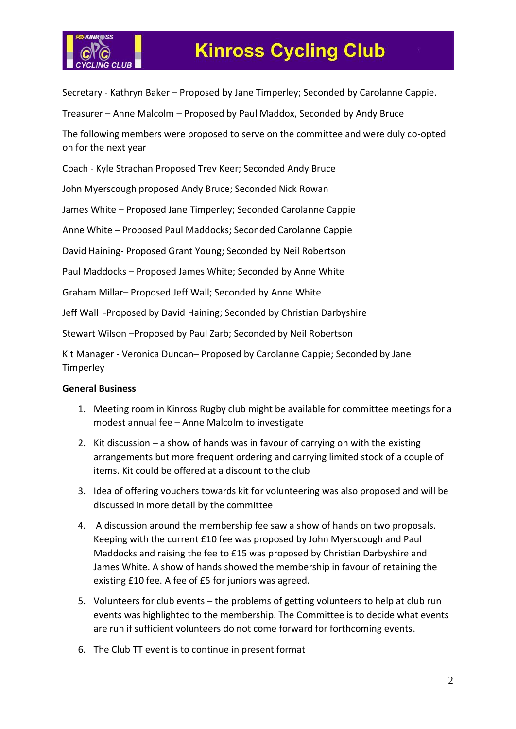Secretary - Kathryn Baker – Proposed by Jane Timperley; Seconded by Carolanne Cappie.

Treasurer – Anne Malcolm – Proposed by Paul Maddox, Seconded by Andy Bruce

The following members were proposed to serve on the committee and were duly co-opted on for the next year

Coach - Kyle Strachan Proposed Trev Keer; Seconded Andy Bruce

John Myerscough proposed Andy Bruce; Seconded Nick Rowan

James White – Proposed Jane Timperley; Seconded Carolanne Cappie

Anne White – Proposed Paul Maddocks; Seconded Carolanne Cappie

David Haining- Proposed Grant Young; Seconded by Neil Robertson

Paul Maddocks – Proposed James White; Seconded by Anne White

Graham Millar– Proposed Jeff Wall; Seconded by Anne White

Jeff Wall -Proposed by David Haining; Seconded by Christian Darbyshire

Stewart Wilson –Proposed by Paul Zarb; Seconded by Neil Robertson

Kit Manager - Veronica Duncan– Proposed by Carolanne Cappie; Seconded by Jane Timperley

**General Business**

1. Meeting room in Kinross Rugby club might be available for committee meetings for a modest annual fee – Anne Malcolm to investigate
2. Kit discussion – a show of hands was in favour of carrying on with the existing arrangements but more frequent ordering and carrying limited stock of a couple of items. Kit could be offered at a discount to the club
3. Idea of offering vouchers towards kit for volunteering was also proposed and will be discussed in more detail by the committee
4. A discussion around the membership fee saw a show of hands on two proposals. Keeping with the current £10 fee was proposed by John Myerscough and Paul Maddocks and raising the fee to £15 was proposed by Christian Darbyshire and James White. A show of hands showed the membership in favour of retaining the existing £10 fee. A fee of £5 for juniors was agreed.
5. Volunteers for club events – the problems of getting volunteers to help at club run events was highlighted to the membership. The Committee is to decide what events are run if sufficient volunteers do not come forward for forthcoming events.
6. The Club TT event is to continue in present format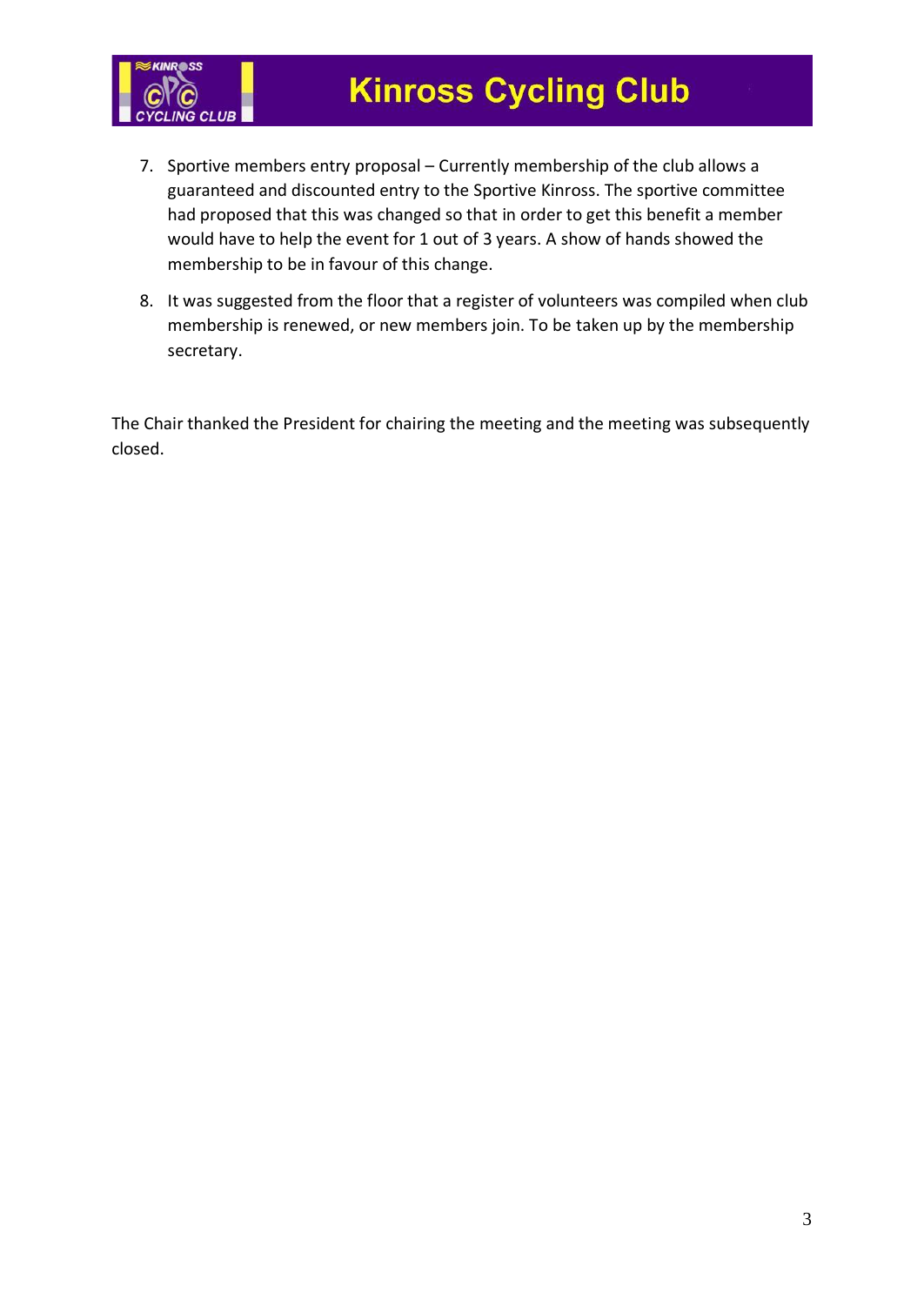7. Sportive members entry proposal – Currently membership of the club allows a guaranteed and discounted entry to the Sportive Kinross. The sportive committee had proposed that this was changed so that in order to get this benefit a member would have to help the event for 1 out of 3 years. A show of hands showed the membership to be in favour of this change.

8. It was suggested from the floor that a register of volunteers was compiled when club membership is renewed, or new members join. To be taken up by the membership secretary.

The Chair thanked the President for chairing the meeting and the meeting was subsequently closed.